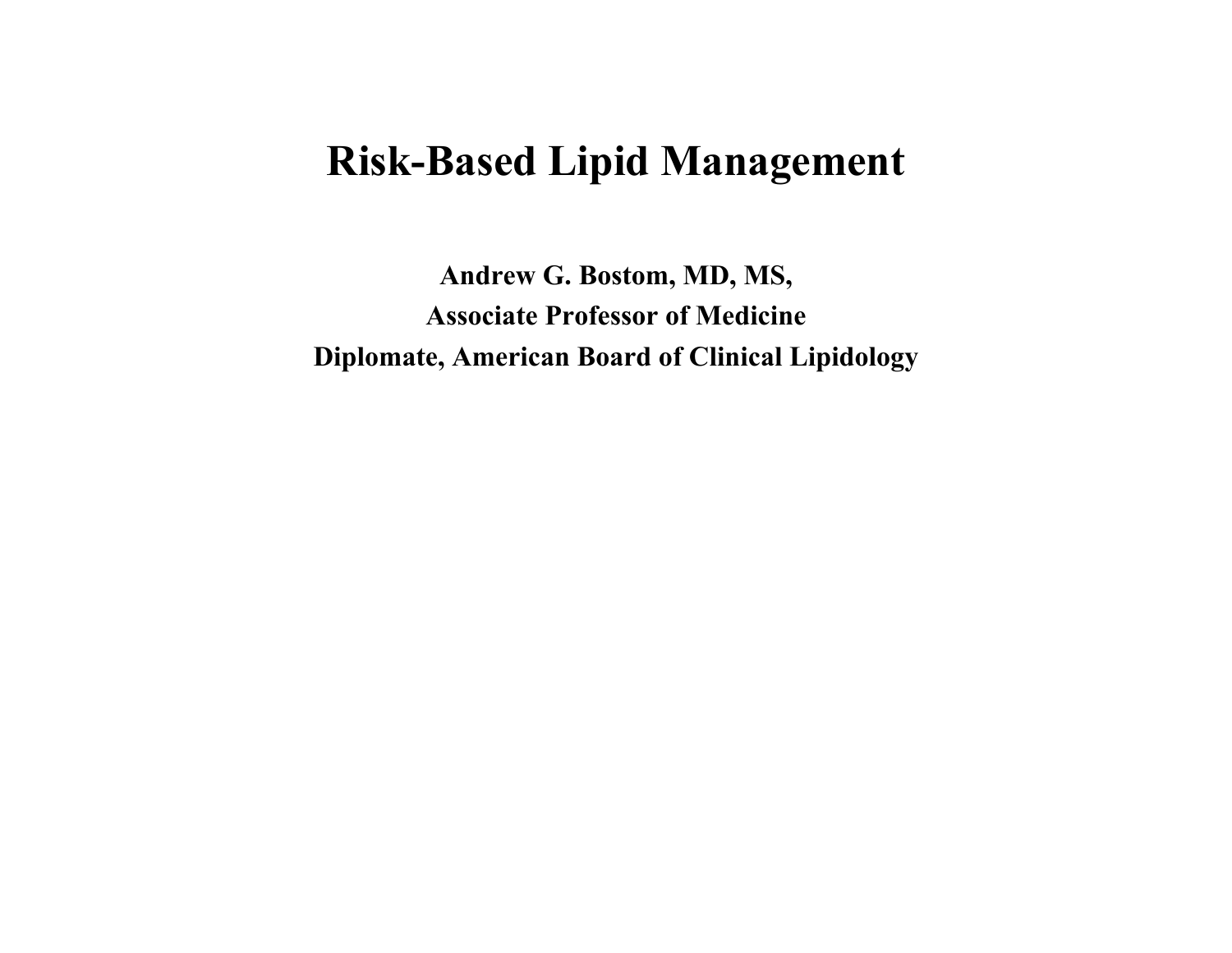# Risk-Based Lipid Management

**Andrew G. Bostom, MD, MS,**

**Associate Professor of Medicine**

**Diplomate, American Board of Clinical Lipidology**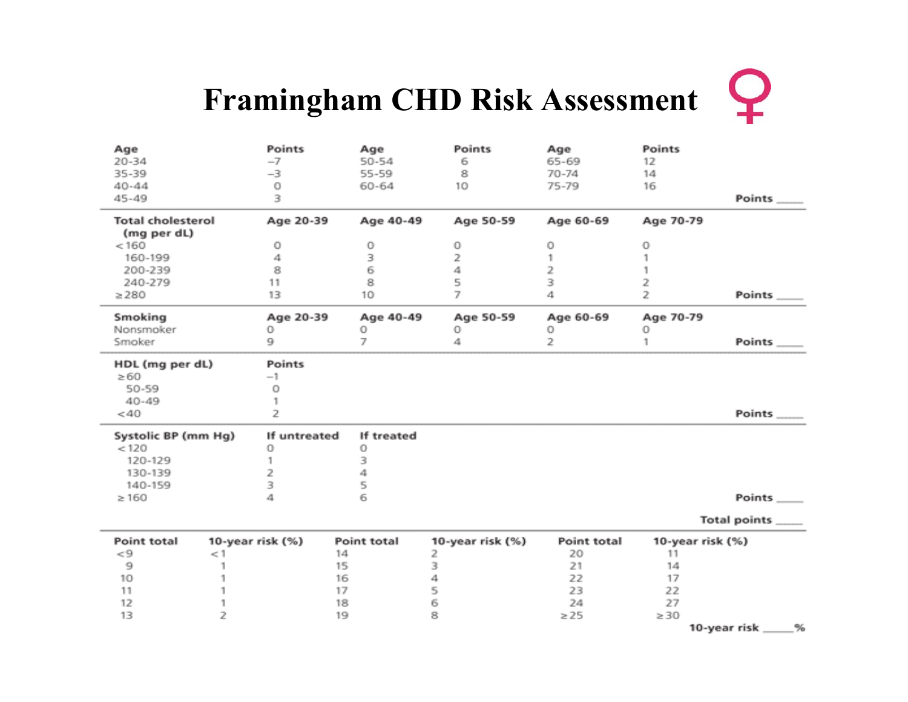# Framingham CHD Risk Assessment ♀

| Age | Points | Age | Points | Age | Points |
|---|---|---|---|---|---|
| 20-34 | −7 | 50-54 | 6 | 65-69 | 12 |
| 35-39 | −3 | 55-59 | 8 | 70-74 | 14 |
| 40-44 | 0 | 60-64 | 10 | 75-79 | 16 |
| 45-49 | 3 | | | | |

Points _____

| Total cholesterol (mg per dL) | Age 20-39 | Age 40-49 | Age 50-59 | Age 60-69 | Age 70-79 |
|---|---|---|---|---|---|
| <160 | 0 | 0 | 0 | 0 | 0 |
| 160-199 | 4 | 3 | 2 | 1 | 1 |
| 200-239 | 8 | 6 | 4 | 2 | 1 |
| 240-279 | 11 | 8 | 5 | 3 | 2 |
| ≥280 | 13 | 10 | 7 | 4 | 2 |

Points _____

| Smoking | Age 20-39 | Age 40-49 | Age 50-59 | Age 60-69 | Age 70-79 |
|---|---|---|---|---|---|
| Nonsmoker | 0 | 0 | 0 | 0 | 0 |
| Smoker | 9 | 7 | 4 | 2 | 1 |

Points _____

| HDL (mg per dL) | Points |
|---|---|
| ≥60 | −1 |
| 50-59 | 0 |
| 40-49 | 1 |
| <40 | 2 |

Points _____

| Systolic BP (mm Hg) | If untreated | If treated |
|---|---|---|
| <120 | 0 | 0 |
| 120-129 | 1 | 3 |
| 130-139 | 2 | 4 |
| 140-159 | 3 | 5 |
| ≥160 | 4 | 6 |

Points _____

Total points _____

| Point total | 10-year risk (%) | Point total | 10-year risk (%) | Point total | 10-year risk (%) |
|---|---|---|---|---|---|
| <9 | <1 | 14 | 2 | 20 | 11 |
| 9 | 1 | 15 | 3 | 21 | 14 |
| 10 | 1 | 16 | 4 | 22 | 17 |
| 11 | 1 | 17 | 5 | 23 | 22 |
| 12 | 1 | 18 | 6 | 24 | 27 |
| 13 | 2 | 19 | 8 | ≥25 | ≥30 |

10-year risk _____%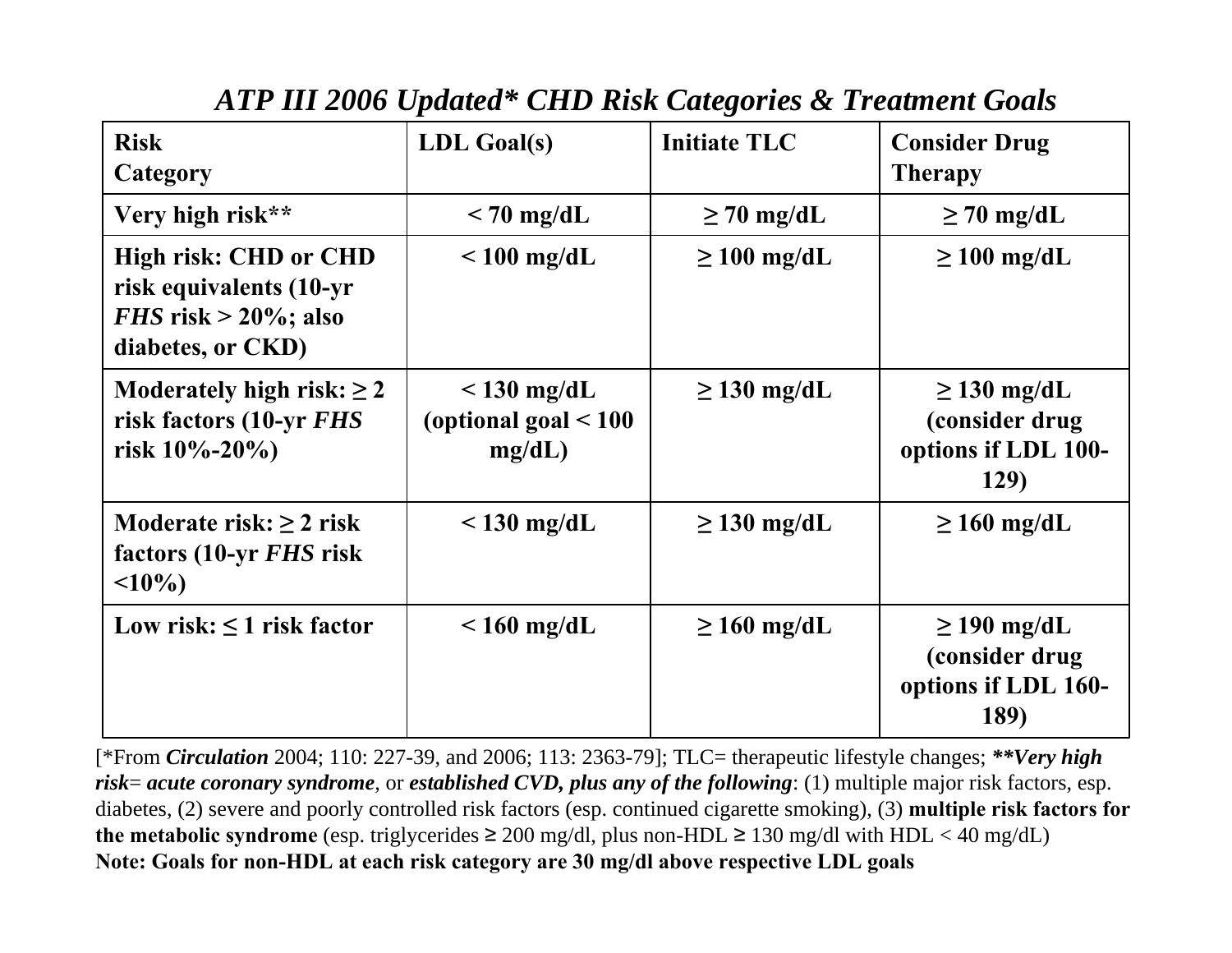## *ATP III 2006 Updated\* CHD Risk Categories & Treatment Goals*

| **Risk Category** | **LDL Goal(s)** | **Initiate TLC** | **Consider Drug Therapy** |
|---|---|---|---|
| **Very high risk\*\*** | **< 70 mg/dL** | **≥ 70 mg/dL** | **≥ 70 mg/dL** |
| **High risk: CHD or CHD risk equivalents (10-yr *FHS* risk > 20%; also diabetes, or CKD)** | **< 100 mg/dL** | **≥ 100 mg/dL** | **≥ 100 mg/dL** |
| **Moderately high risk: ≥ 2 risk factors (10-yr *FHS* risk 10%-20%)** | **< 130 mg/dL (optional goal < 100 mg/dL)** | **≥ 130 mg/dL** | **≥ 130 mg/dL (consider drug options if LDL 100-129)** |
| **Moderate risk: ≥ 2 risk factors (10-yr *FHS* risk <10%)** | **< 130 mg/dL** | **≥ 130 mg/dL** | **≥ 160 mg/dL** |
| **Low risk: ≤ 1 risk factor** | **< 160 mg/dL** | **≥ 160 mg/dL** | **≥ 190 mg/dL (consider drug options if LDL 160-189)** |

[*From ***Circulation*** 2004; 110: 227-39, and 2006; 113: 2363-79]; TLC= therapeutic lifestyle changes; ***\*\*Very high risk*****=** ***acute coronary syndrome***, or ***established CVD, plus any of the following***: (1) multiple major risk factors, esp. diabetes, (2) severe and poorly controlled risk factors (esp. continued cigarette smoking), (3) **multiple risk factors for the metabolic syndrome** (esp. triglycerides ≥ 200 mg/dl, plus non-HDL ≥ 130 mg/dl with HDL < 40 mg/dL)

**Note: Goals for non-HDL at each risk category are 30 mg/dl above respective LDL goals**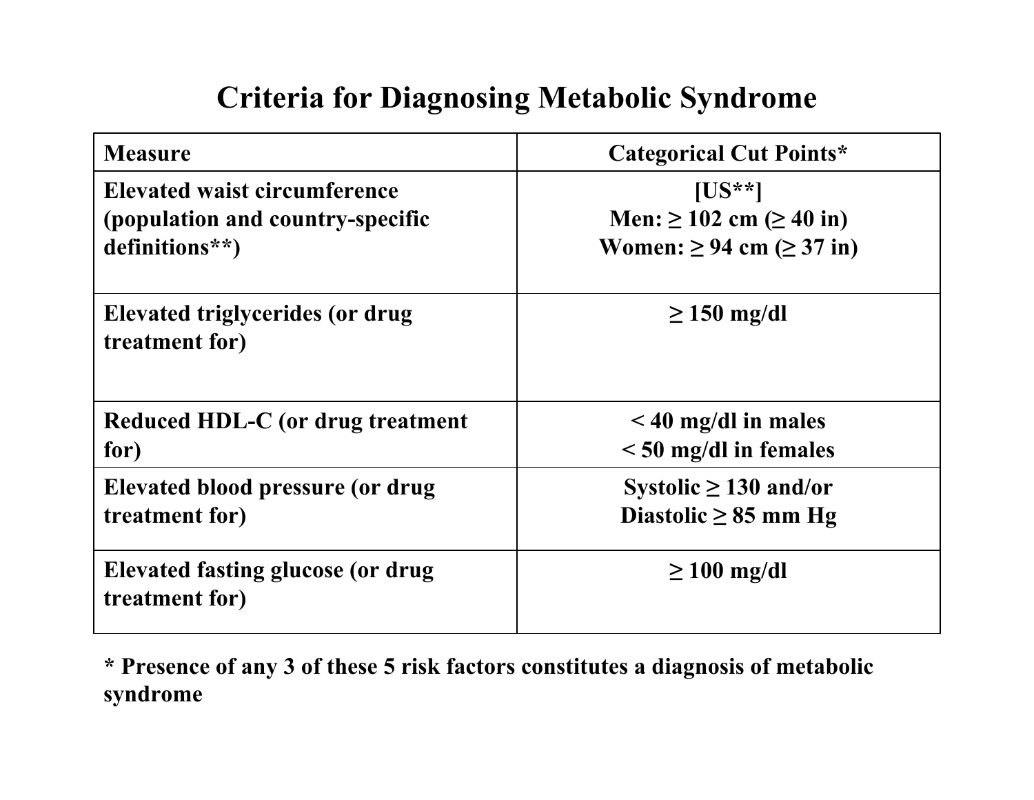# Criteria for Diagnosing Metabolic Syndrome

| Measure | Categorical Cut Points* |
|---|---|
| **Elevated waist circumference (population and country-specific definitions**)** | **[US**]<br>Men: ≥ 102 cm (≥ 40 in)<br>Women: ≥ 94 cm (≥ 37 in)** |
| **Elevated triglycerides (or drug treatment for)** | **≥ 150 mg/dl** |
| **Reduced HDL-C (or drug treatment for)** | **< 40 mg/dl in males<br>< 50 mg/dl in females** |
| **Elevated blood pressure (or drug treatment for)** | **Systolic ≥ 130 and/or<br>Diastolic ≥ 85 mm Hg** |
| **Elevated fasting glucose (or drug treatment for)** | **≥ 100 mg/dl** |

**\* Presence of any 3 of these 5 risk factors constitutes a diagnosis of metabolic syndrome**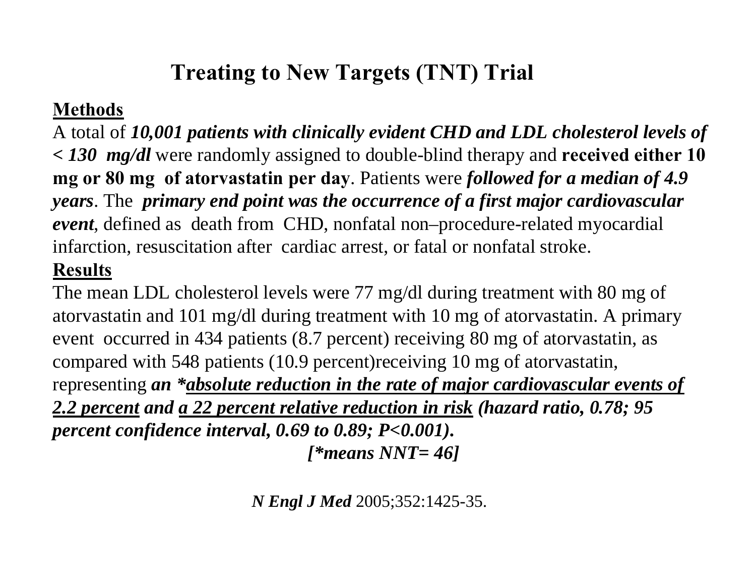# Treating to New Targets (TNT) Trial

**Methods**

A total of ***10,001 patients with clinically evident CHD and LDL cholesterol levels of < 130 mg/dl*** were randomly assigned to double-blind therapy and **received either 10 mg or 80 mg of atorvastatin per day**. Patients were ***followed for a median of 4.9 years***. The ***primary end point was the occurrence of a first major cardiovascular event***, defined as death from CHD, nonfatal non–procedure-related myocardial infarction, resuscitation after cardiac arrest, or fatal or nonfatal stroke.

**Results**

The mean LDL cholesterol levels were 77 mg/dl during treatment with 80 mg of atorvastatin and 101 mg/dl during treatment with 10 mg of atorvastatin. A primary event occurred in 434 patients (8.7 percent) receiving 80 mg of atorvastatin, as compared with 548 patients (10.9 percent)receiving 10 mg of atorvastatin, representing ***an *<u>absolute reduction in the rate of major cardiovascular events of 2.2 percent</u> and <u>a 22 percent relative reduction in risk</u> (hazard ratio, 0.78; 95 percent confidence interval, 0.69 to 0.89; P<0.001).***

***[*means NNT= 46]***

***N Engl J Med*** 2005;352:1425-35.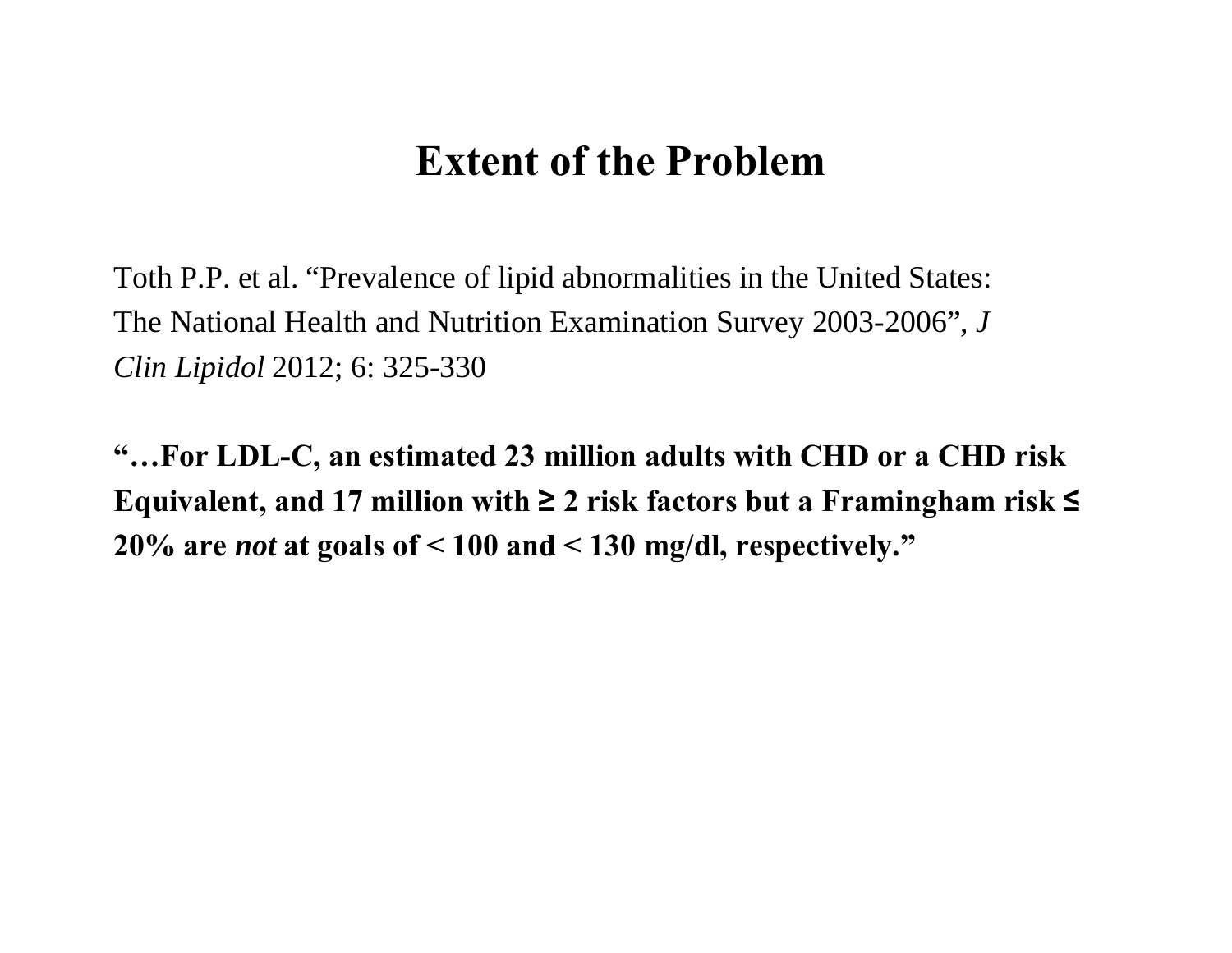# Extent of the Problem

Toth P.P. et al. "Prevalence of lipid abnormalities in the United States: The National Health and Nutrition Examination Survey 2003-2006", *J Clin Lipidol* 2012; 6: 325-330

**"…For LDL-C, an estimated 23 million adults with CHD or a CHD risk Equivalent, and 17 million with ≥ 2 risk factors but a Framingham risk ≤ 20% are *not* at goals of < 100 and < 130 mg/dl, respectively."**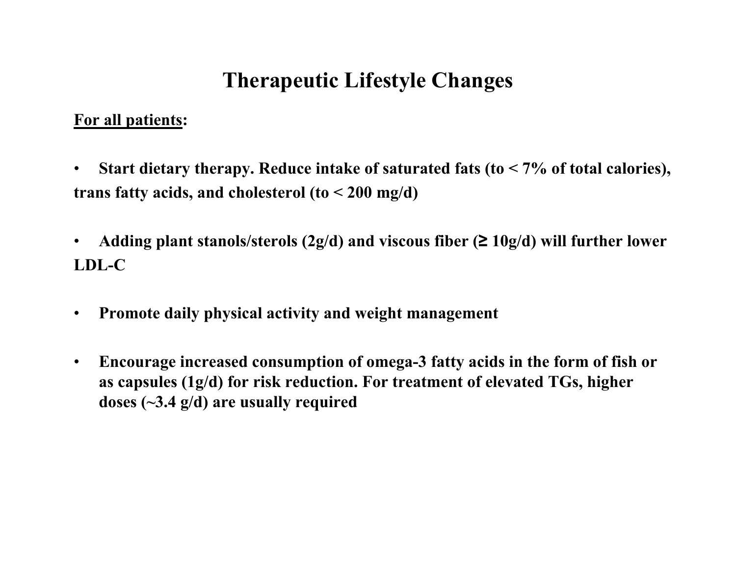# Therapeutic Lifestyle Changes

**<u>For all patients</u>:**

- **Start dietary therapy. Reduce intake of saturated fats (to < 7% of total calories), trans fatty acids, and cholesterol (to < 200 mg/d)**

- **Adding plant stanols/sterols (2g/d) and viscous fiber (≥ 10g/d) will further lower LDL-C**

- **Promote daily physical activity and weight management**

- **Encourage increased consumption of omega-3 fatty acids in the form of fish or as capsules (1g/d) for risk reduction. For treatment of elevated TGs, higher doses (~3.4 g/d) are usually required**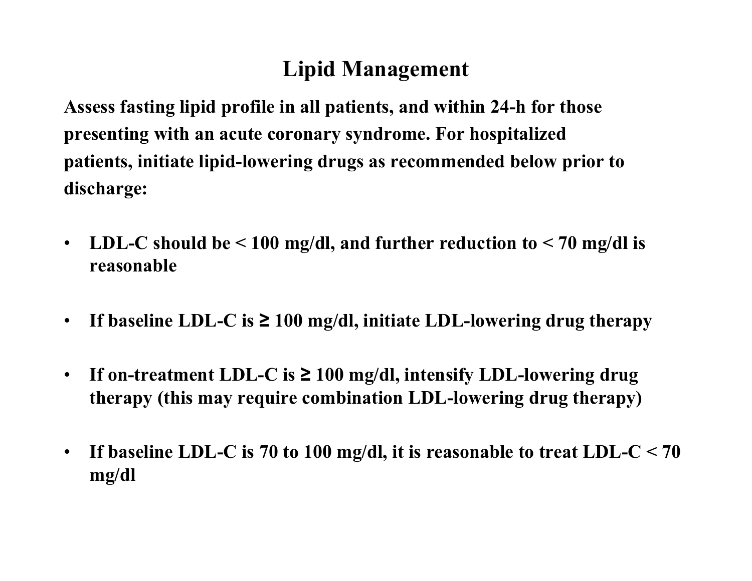# Lipid Management

**Assess fasting lipid profile in all patients, and within 24-h for those presenting with an acute coronary syndrome. For hospitalized patients, initiate lipid-lowering drugs as recommended below prior to discharge:**

- **LDL-C should be < 100 mg/dl, and further reduction to < 70 mg/dl is reasonable**
- **If baseline LDL-C is ≥ 100 mg/dl, initiate LDL-lowering drug therapy**
- **If on-treatment LDL-C is ≥ 100 mg/dl, intensify LDL-lowering drug therapy (this may require combination LDL-lowering drug therapy)**
- **If baseline LDL-C is 70 to 100 mg/dl, it is reasonable to treat LDL-C < 70 mg/dl**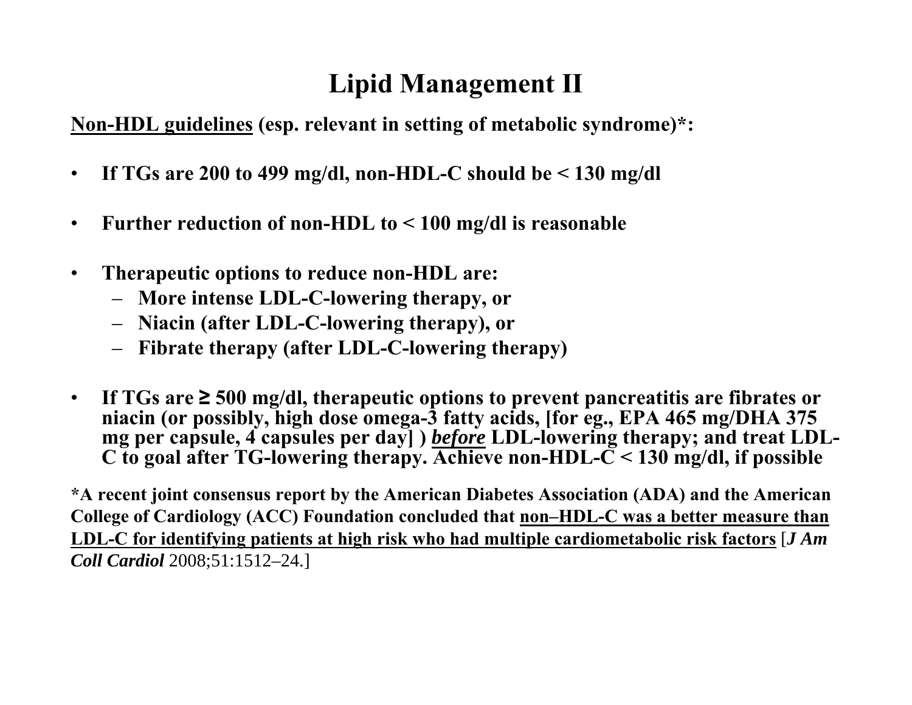# Lipid Management II

**<u>Non-HDL guidelines</u> (esp. relevant in setting of metabolic syndrome)*:**

- **If TGs are 200 to 499 mg/dl, non-HDL-C should be < 130 mg/dl**
- **Further reduction of non-HDL to < 100 mg/dl is reasonable**
- **Therapeutic options to reduce non-HDL are:**
  - **More intense LDL-C-lowering therapy, or**
  - **Niacin (after LDL-C-lowering therapy), or**
  - **Fibrate therapy (after LDL-C-lowering therapy)**
- **If TGs are ≥ 500 mg/dl, therapeutic options to prevent pancreatitis are fibrates or niacin (or possibly, high dose omega-3 fatty acids, [for eg., EPA 465 mg/DHA 375 mg per capsule, 4 capsules per day] ) *<u>before</u>* LDL-lowering therapy; and treat LDL-C to goal after TG-lowering therapy. Achieve non-HDL-C < 130 mg/dl, if possible**

**\*A recent joint consensus report by the American Diabetes Association (ADA) and the American College of Cardiology (ACC) Foundation concluded that <u>non–HDL-C was a better measure than LDL-C for identifying patients at high risk who had multiple cardiometabolic risk factors</u>** [***J Am Coll Cardiol*** 2008;51:1512–24.]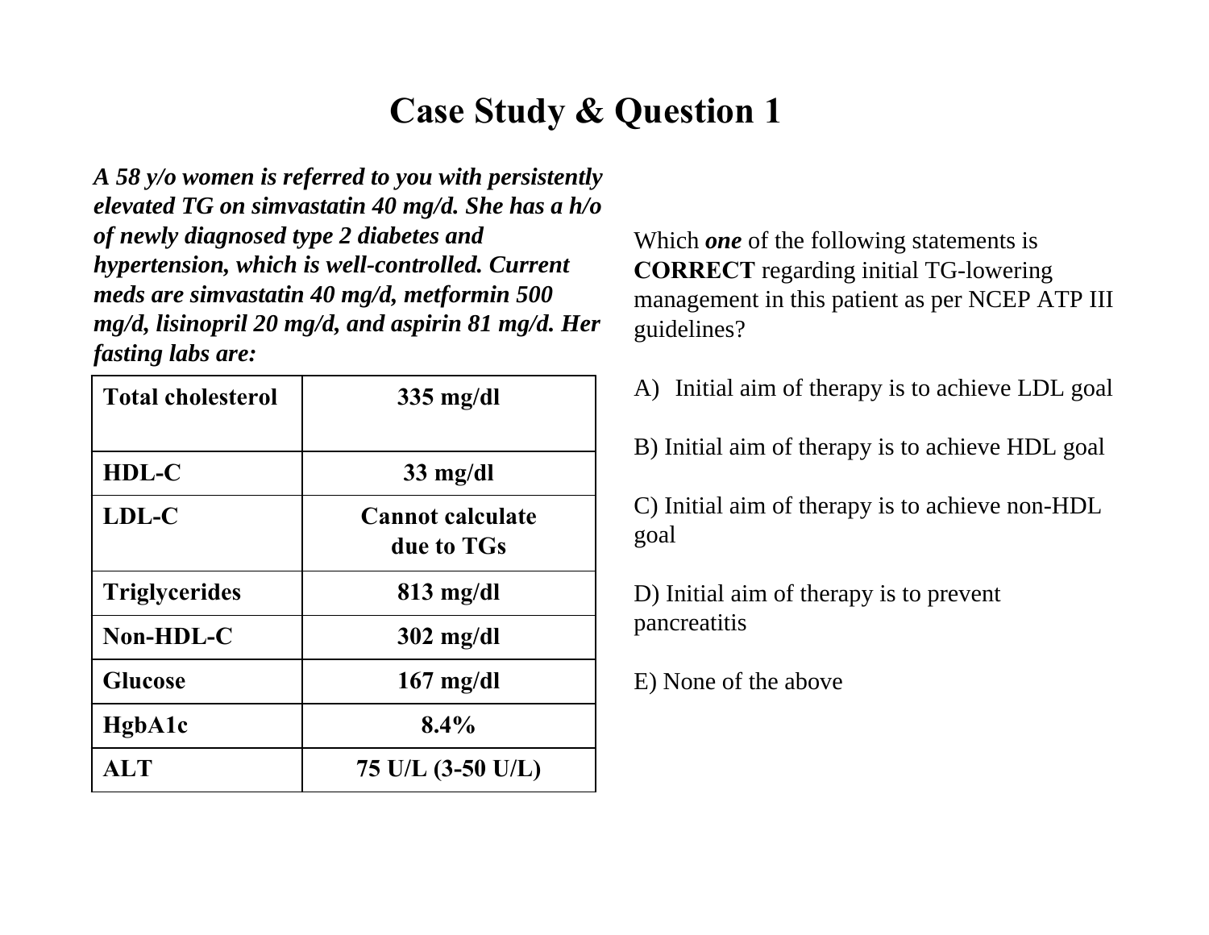# Case Study & Question 1

***A 58 y/o women is referred to you with persistently elevated TG on simvastatin 40 mg/d. She has a h/o of newly diagnosed type 2 diabetes and hypertension, which is well-controlled. Current meds are simvastatin 40 mg/d, metformin 500 mg/d, lisinopril 20 mg/d, and aspirin 81 mg/d. Her fasting labs are:***

| | |
|---|---|
| **Total cholesterol** | **335 mg/dl** |
| **HDL-C** | **33 mg/dl** |
| **LDL-C** | **Cannot calculate due to TGs** |
| **Triglycerides** | **813 mg/dl** |
| **Non-HDL-C** | **302 mg/dl** |
| **Glucose** | **167 mg/dl** |
| **HgbA1c** | **8.4%** |
| **ALT** | **75 U/L (3-50 U/L)** |

Which ***one*** of the following statements is **CORRECT** regarding initial TG-lowering management in this patient as per NCEP ATP III guidelines?

A) Initial aim of therapy is to achieve LDL goal

B) Initial aim of therapy is to achieve HDL goal

C) Initial aim of therapy is to achieve non-HDL goal

D) Initial aim of therapy is to prevent pancreatitis

E) None of the above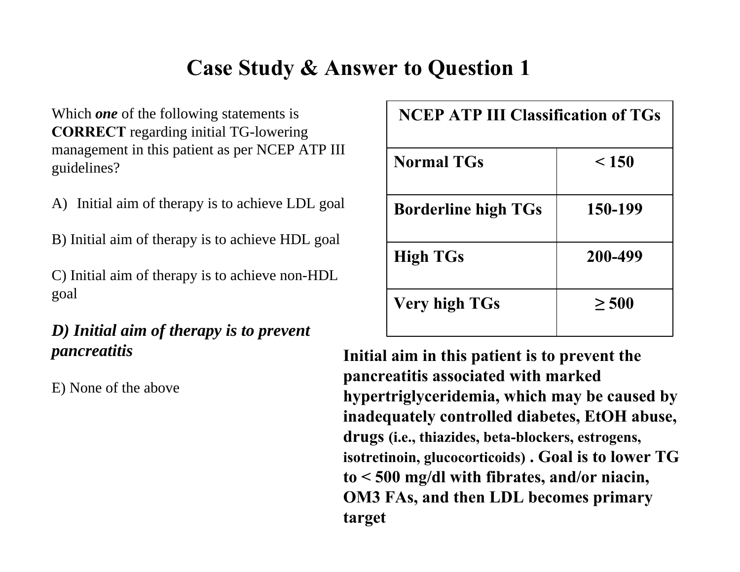# Case Study & Answer to Question 1

Which ***one*** of the following statements is **CORRECT** regarding initial TG-lowering management in this patient as per NCEP ATP III guidelines?

A) Initial aim of therapy is to achieve LDL goal

B) Initial aim of therapy is to achieve HDL goal

C) Initial aim of therapy is to achieve non-HDL goal

***D) Initial aim of therapy is to prevent pancreatitis***

E) None of the above

| NCEP ATP III Classification of TGs | |
|---|---|
| **Normal TGs** | **< 150** |
| **Borderline high TGs** | **150-199** |
| **High TGs** | **200-499** |
| **Very high TGs** | **≥ 500** |

**Initial aim in this patient is to prevent the pancreatitis associated with marked hypertriglyceridemia, which may be caused by inadequately controlled diabetes, EtOH abuse, drugs (i.e., thiazides, beta-blockers, estrogens, isotretinoin, glucocorticoids) . Goal is to lower TG to < 500 mg/dl with fibrates, and/or niacin, OM3 FAs, and then LDL becomes primary target**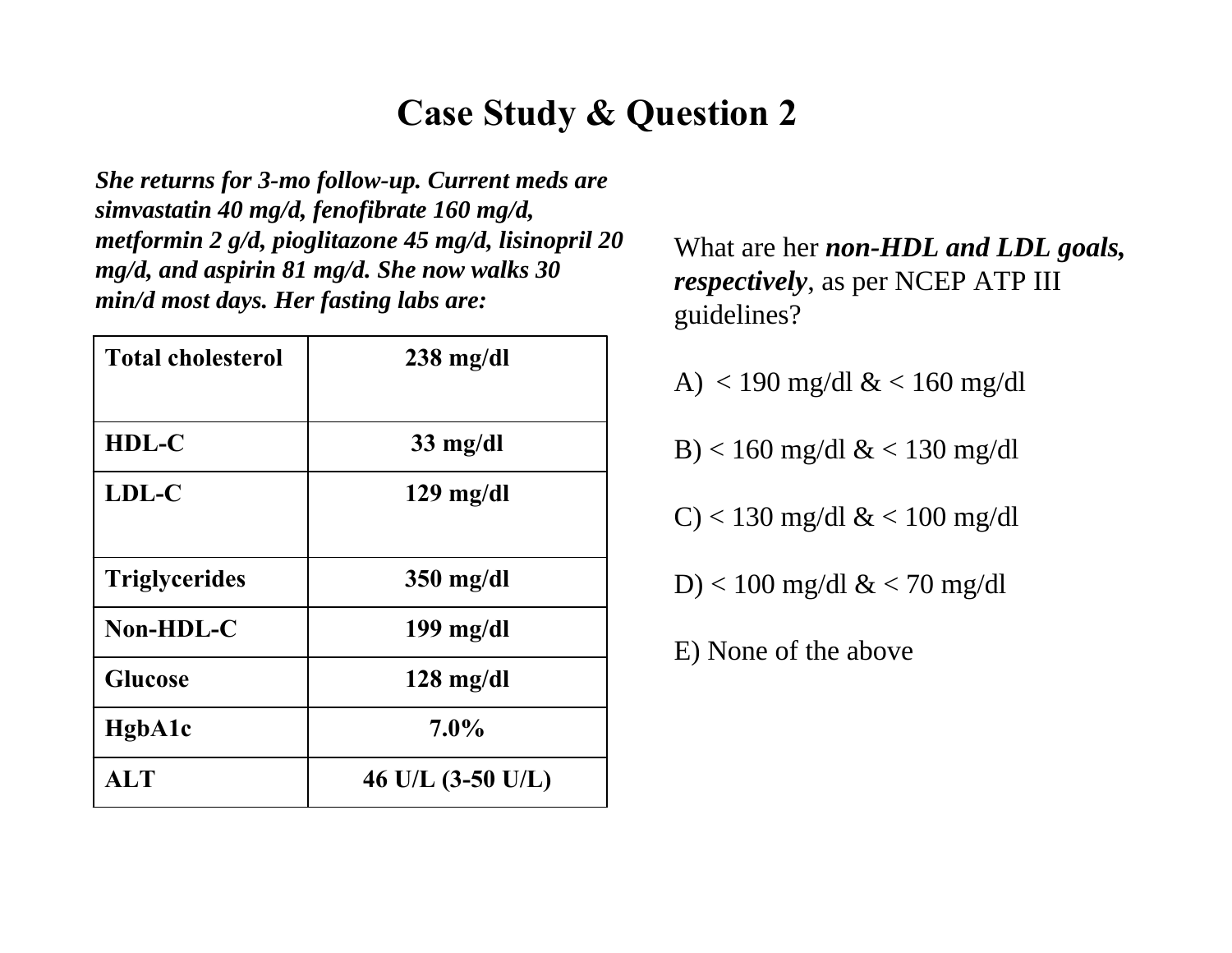# Case Study & Question 2

***She returns for 3-mo follow-up. Current meds are simvastatin 40 mg/d, fenofibrate 160 mg/d, metformin 2 g/d, pioglitazone 45 mg/d, lisinopril 20 mg/d, and aspirin 81 mg/d. She now walks 30 min/d most days. Her fasting labs are:***

| | |
|---|---|
| **Total cholesterol** | **238 mg/dl** |
| **HDL-C** | **33 mg/dl** |
| **LDL-C** | **129 mg/dl** |
| **Triglycerides** | **350 mg/dl** |
| **Non-HDL-C** | **199 mg/dl** |
| **Glucose** | **128 mg/dl** |
| **HgbA1c** | **7.0%** |
| **ALT** | **46 U/L (3-50 U/L)** |

What are her ***non-HDL and LDL goals, respectively***, as per NCEP ATP III guidelines?

A) < 190 mg/dl & < 160 mg/dl

B) < 160 mg/dl & < 130 mg/dl

C) < 130 mg/dl & < 100 mg/dl

D) < 100 mg/dl & < 70 mg/dl

E) None of the above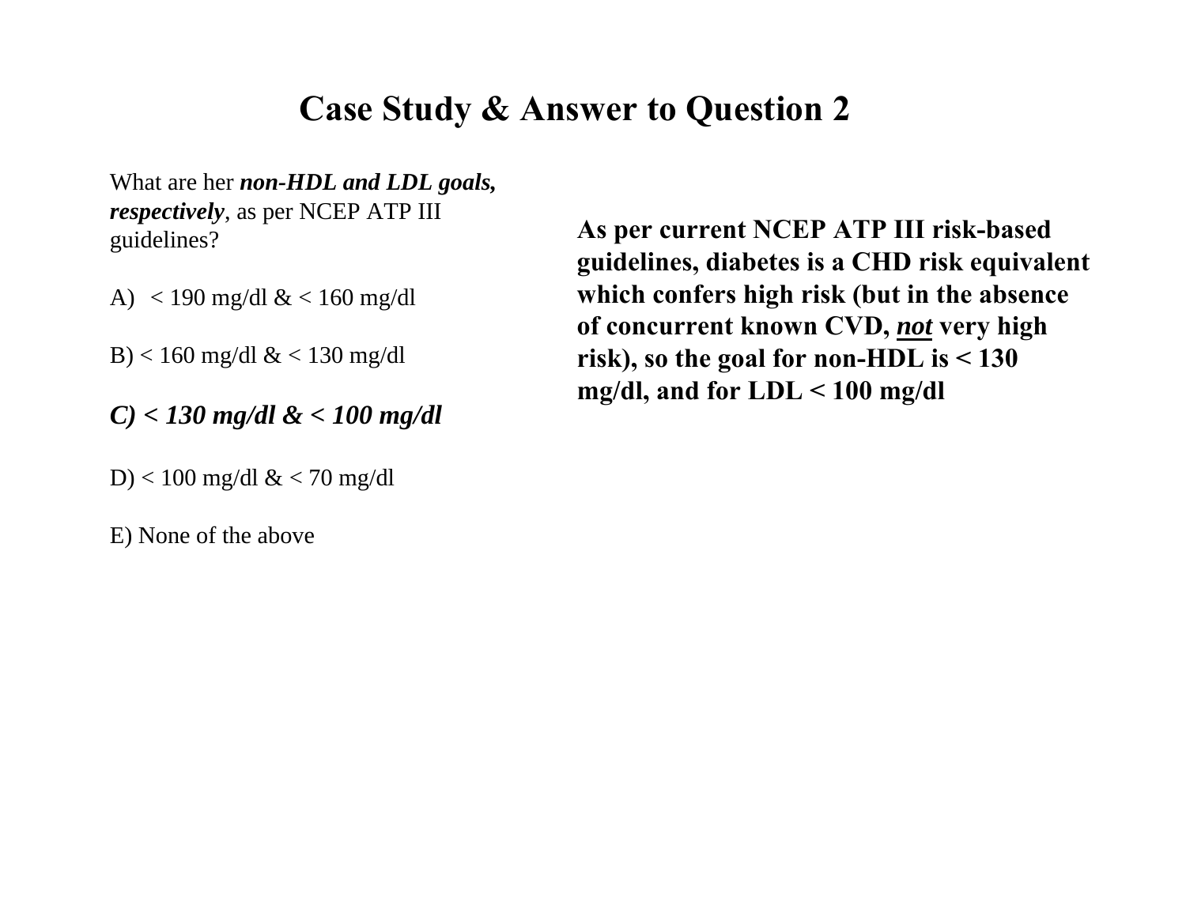# Case Study & Answer to Question 2

What are her ***non-HDL and LDL goals, respectively***, as per NCEP ATP III guidelines?

A) < 190 mg/dl & < 160 mg/dl

B) < 160 mg/dl & < 130 mg/dl

***C) < 130 mg/dl & < 100 mg/dl***

D) < 100 mg/dl & < 70 mg/dl

E) None of the above

**As per current NCEP ATP III risk-based guidelines, diabetes is a CHD risk equivalent which confers high risk (but in the absence of concurrent known CVD, *not* very high risk), so the goal for non-HDL is < 130 mg/dl, and for LDL < 100 mg/dl**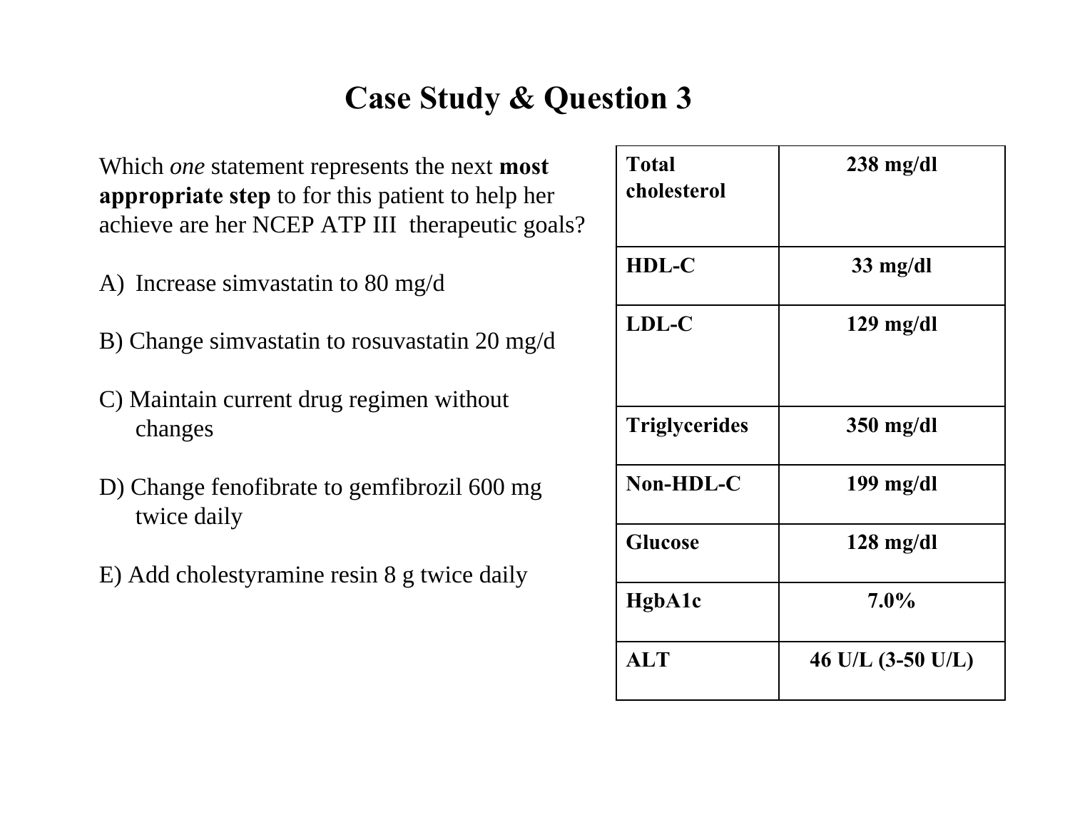# Case Study & Question 3

Which *one* statement represents the next **most appropriate step** to for this patient to help her achieve are her NCEP ATP III therapeutic goals?

A) Increase simvastatin to 80 mg/d

B) Change simvastatin to rosuvastatin 20 mg/d

C) Maintain current drug regimen without changes

D) Change fenofibrate to gemfibrozil 600 mg twice daily

E) Add cholestyramine resin 8 g twice daily

| | |
|---|---|
| **Total cholesterol** | **238 mg/dl** |
| **HDL-C** | **33 mg/dl** |
| **LDL-C** | **129 mg/dl** |
| **Triglycerides** | **350 mg/dl** |
| **Non-HDL-C** | **199 mg/dl** |
| **Glucose** | **128 mg/dl** |
| **HgbA1c** | **7.0%** |
| **ALT** | **46 U/L (3-50 U/L)** |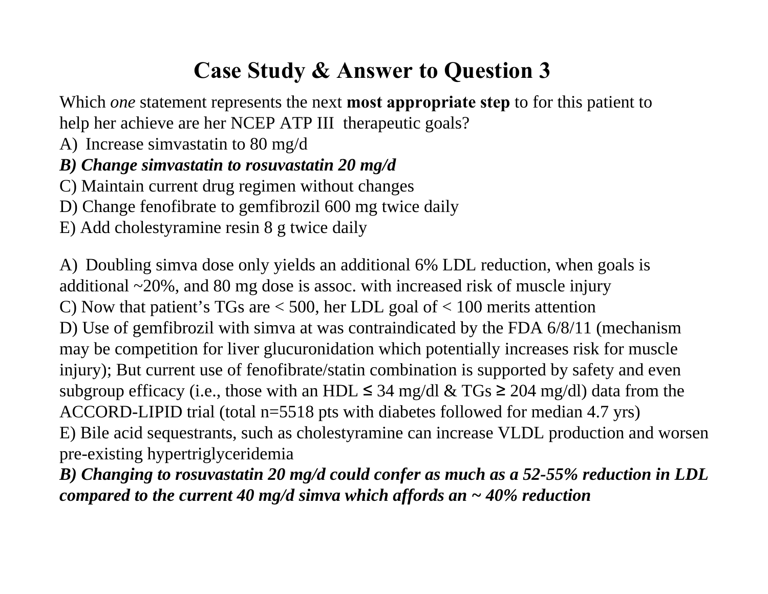# Case Study & Answer to Question 3

Which *one* statement represents the next **most appropriate step** to for this patient to help her achieve are her NCEP ATP III therapeutic goals?

A) Increase simvastatin to 80 mg/d

***B) Change simvastatin to rosuvastatin 20 mg/d***

C) Maintain current drug regimen without changes

D) Change fenofibrate to gemfibrozil 600 mg twice daily

E) Add cholestyramine resin 8 g twice daily

A) Doubling simva dose only yields an additional 6% LDL reduction, when goals is additional ~20%, and 80 mg dose is assoc. with increased risk of muscle injury

C) Now that patient's TGs are < 500, her LDL goal of < 100 merits attention

D) Use of gemfibrozil with simva at was contraindicated by the FDA 6/8/11 (mechanism may be competition for liver glucuronidation which potentially increases risk for muscle injury); But current use of fenofibrate/statin combination is supported by safety and even subgroup efficacy (i.e., those with an HDL ≤ 34 mg/dl & TGs ≥ 204 mg/dl) data from the ACCORD-LIPID trial (total n=5518 pts with diabetes followed for median 4.7 yrs)

E) Bile acid sequestrants, such as cholestyramine can increase VLDL production and worsen pre-existing hypertriglyceridemia

***B) Changing to rosuvastatin 20 mg/d could confer as much as a 52-55% reduction in LDL compared to the current 40 mg/d simva which affords an ~ 40% reduction***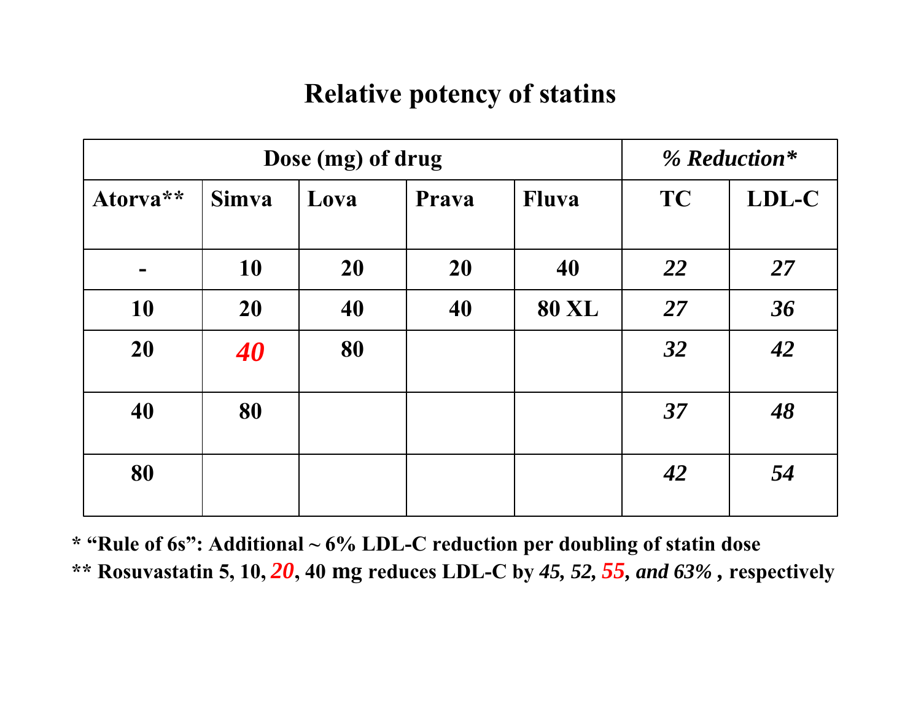# Relative potency of statins

| Dose (mg) of drug | | | | | *% Reduction** | |
|---|---|---|---|---|---|---|
| **Atorva**** | **Simva** | **Lova** | **Prava** | **Fluva** | **TC** | **LDL-C** |
| - | 10 | 20 | 20 | 40 | *22* | *27* |
| 10 | 20 | 40 | 40 | 80 XL | *27* | *36* |
| 20 | ***40*** | 80 | | | *32* | *42* |
| 40 | 80 | | | | *37* | *48* |
| 80 | | | | | *42* | *54* |

**\* "Rule of 6s": Additional ~ 6% LDL-C reduction per doubling of statin dose**

**\*\* Rosuvastatin 5, 10, *20*, 40 mg reduces LDL-C by *45, 52, 55, and 63%* , respectively**